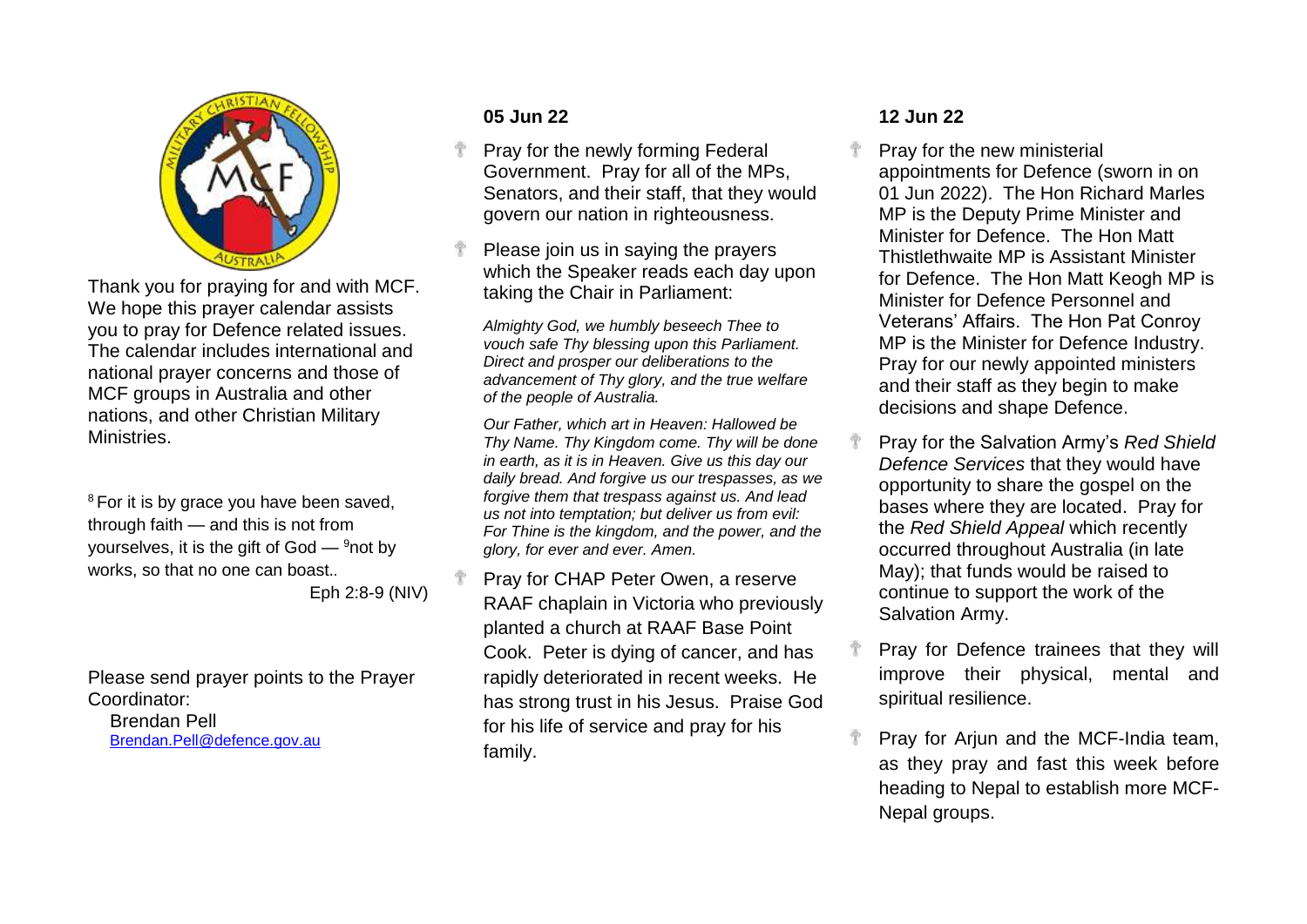Thank you for praying for and with MCF. We hope this prayer calendar assists you to pray for Defence related issues. The calendar includes international and national prayer concerns and those of MCF groups in Australia and other nations, and other Christian Military Ministries.

[8] For it is by grace you have been saved, through faith — and this is not from yourselves, it is the gift of God — [9]not by works, so that no one can boast..

Eph 2:8-9 (NIV)

Please send prayer points to the Prayer Coordinator:

Brendan Pell
Brendan.Pell@defence.gov.au

**05 Jun 22**

- Pray for the newly forming Federal Government. Pray for all of the MPs, Senators, and their staff, that they would govern our nation in righteousness.
- Please join us in saying the prayers which the Speaker reads each day upon taking the Chair in Parliament:

  *Almighty God, we humbly beseech Thee to vouch safe Thy blessing upon this Parliament. Direct and prosper our deliberations to the advancement of Thy glory, and the true welfare of the people of Australia.*

  *Our Father, which art in Heaven: Hallowed be Thy Name. Thy Kingdom come. Thy will be done in earth, as it is in Heaven. Give us this day our daily bread. And forgive us our trespasses, as we forgive them that trespass against us. And lead us not into temptation; but deliver us from evil: For Thine is the kingdom, and the power, and the glory, for ever and ever. Amen.*

- Pray for CHAP Peter Owen, a reserve RAAF chaplain in Victoria who previously planted a church at RAAF Base Point Cook. Peter is dying of cancer, and has rapidly deteriorated in recent weeks. He has strong trust in his Jesus. Praise God for his life of service and pray for his family.

**12 Jun 22**

- Pray for the new ministerial appointments for Defence (sworn in on 01 Jun 2022). The Hon Richard Marles MP is the Deputy Prime Minister and Minister for Defence. The Hon Matt Thistlethwaite MP is Assistant Minister for Defence. The Hon Matt Keogh MP is Minister for Defence Personnel and Veterans' Affairs. The Hon Pat Conroy MP is the Minister for Defence Industry. Pray for our newly appointed ministers and their staff as they begin to make decisions and shape Defence.
- Pray for the Salvation Army's *Red Shield Defence Services* that they would have opportunity to share the gospel on the bases where they are located. Pray for the *Red Shield Appeal* which recently occurred throughout Australia (in late May); that funds would be raised to continue to support the work of the Salvation Army.
- Pray for Defence trainees that they will improve their physical, mental and spiritual resilience.
- Pray for Arjun and the MCF-India team, as they pray and fast this week before heading to Nepal to establish more MCF-Nepal groups.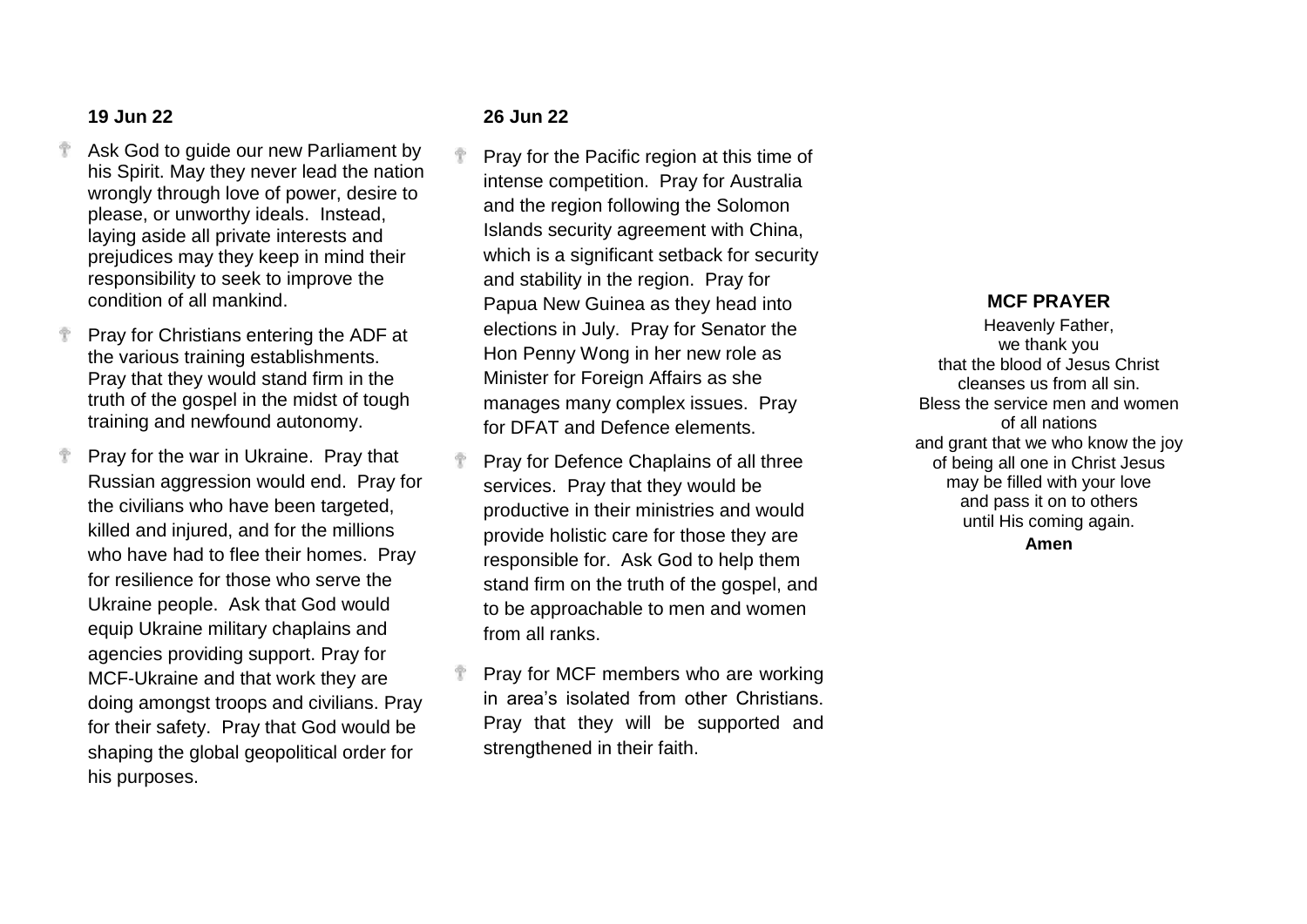**19 Jun 22**

- Ask God to guide our new Parliament by his Spirit. May they never lead the nation wrongly through love of power, desire to please, or unworthy ideals. Instead, laying aside all private interests and prejudices may they keep in mind their responsibility to seek to improve the condition of all mankind.
- Pray for Christians entering the ADF at the various training establishments. Pray that they would stand firm in the truth of the gospel in the midst of tough training and newfound autonomy.
- Pray for the war in Ukraine. Pray that Russian aggression would end. Pray for the civilians who have been targeted, killed and injured, and for the millions who have had to flee their homes. Pray for resilience for those who serve the Ukraine people. Ask that God would equip Ukraine military chaplains and agencies providing support. Pray for MCF-Ukraine and that work they are doing amongst troops and civilians. Pray for their safety. Pray that God would be shaping the global geopolitical order for his purposes.

**26 Jun 22**

- Pray for the Pacific region at this time of intense competition. Pray for Australia and the region following the Solomon Islands security agreement with China, which is a significant setback for security and stability in the region. Pray for Papua New Guinea as they head into elections in July. Pray for Senator the Hon Penny Wong in her new role as Minister for Foreign Affairs as she manages many complex issues. Pray for DFAT and Defence elements.
- Pray for Defence Chaplains of all three services. Pray that they would be productive in their ministries and would provide holistic care for those they are responsible for. Ask God to help them stand firm on the truth of the gospel, and to be approachable to men and women from all ranks.
- Pray for MCF members who are working in area's isolated from other Christians. Pray that they will be supported and strengthened in their faith.

**MCF PRAYER**

Heavenly Father,
we thank you
that the blood of Jesus Christ
cleanses us from all sin.
Bless the service men and women
of all nations
and grant that we who know the joy
of being all one in Christ Jesus
may be filled with your love
and pass it on to others
until His coming again.

**Amen**